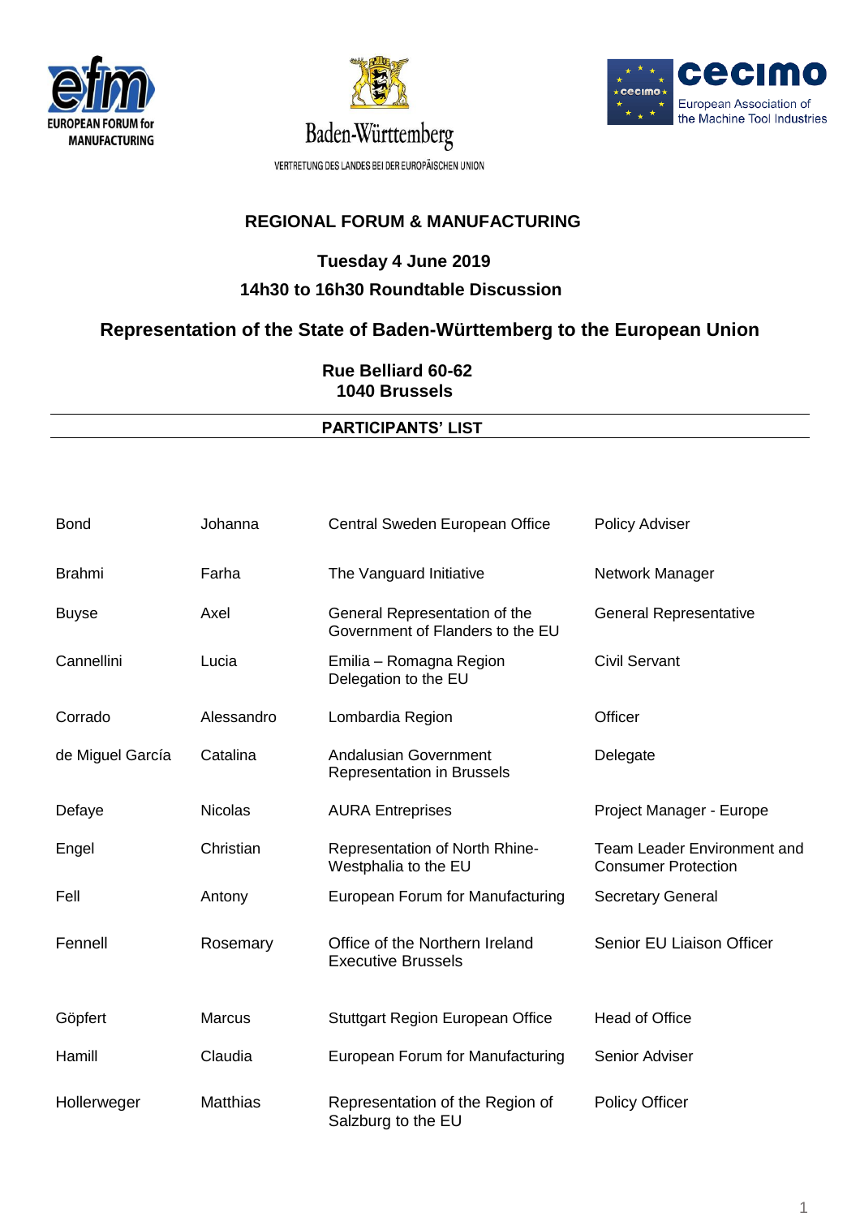EUROPEAN FORUM for MANUFACTURING

Baden-Württemberg

VERTRETUNG DES LANDES BEI DER EUROPÄISCHEN UNION

cecimo

European Association of the Machine Tool Industries

## REGIONAL FORUM & MANUFACTURING

**Tuesday 4 June 2019**

**14h30 to 16h30 Roundtable Discussion**

## Representation of the State of Baden-Württemberg to the European Union

**Rue Belliard 60-62**
**1040 Brussels**

### PARTICIPANTS' LIST

| | | | |
|---|---|---|---|
| Bond | Johanna | Central Sweden European Office | Policy Adviser |
| Brahmi | Farha | The Vanguard Initiative | Network Manager |
| Buyse | Axel | General Representation of the Government of Flanders to the EU | General Representative |
| Cannellini | Lucia | Emilia – Romagna Region Delegation to the EU | Civil Servant |
| Corrado | Alessandro | Lombardia Region | Officer |
| de Miguel García | Catalina | Andalusian Government Representation in Brussels | Delegate |
| Defaye | Nicolas | AURA Entreprises | Project Manager - Europe |
| Engel | Christian | Representation of North Rhine-Westphalia to the EU | Team Leader Environment and Consumer Protection |
| Fell | Antony | European Forum for Manufacturing | Secretary General |
| Fennell | Rosemary | Office of the Northern Ireland Executive Brussels | Senior EU Liaison Officer |
| Göpfert | Marcus | Stuttgart Region European Office | Head of Office |
| Hamill | Claudia | European Forum for Manufacturing | Senior Adviser |
| Hollerweger | Matthias | Representation of the Region of Salzburg to the EU | Policy Officer |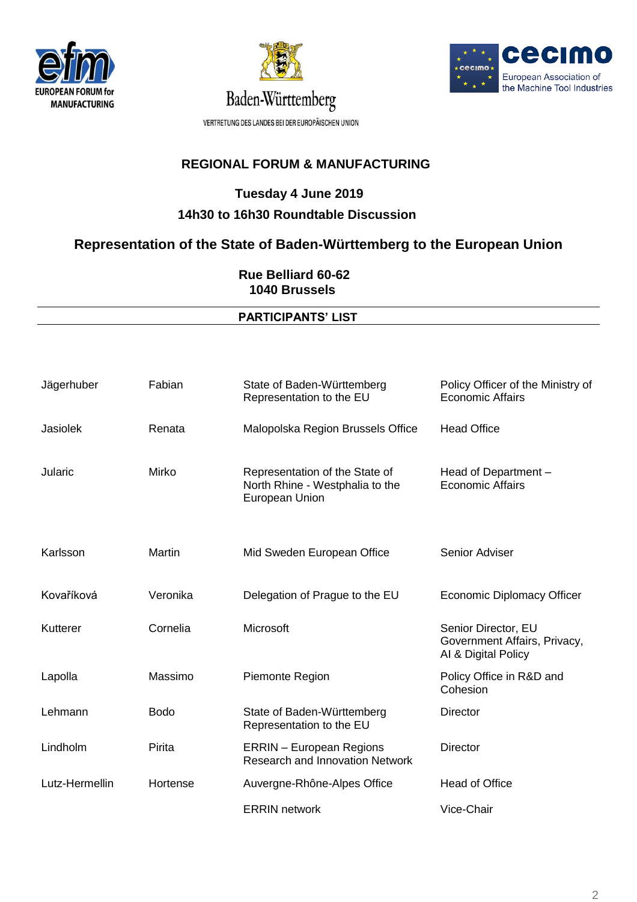EUROPEAN FORUM for MANUFACTURING

Baden-Württemberg

VERTRETUNG DES LANDES BEI DER EUROPÄISCHEN UNION

cecimo European Association of the Machine Tool Industries

## REGIONAL FORUM & MANUFACTURING

### Tuesday 4 June 2019

### 14h30 to 16h30 Roundtable Discussion

### Representation of the State of Baden-Württemberg to the European Union

**Rue Belliard 60-62**
**1040 Brussels**

---

**PARTICIPANTS' LIST**

---

| | | | |
|---|---|---|---|
| Jägerhuber | Fabian | State of Baden-Württemberg Representation to the EU | Policy Officer of the Ministry of Economic Affairs |
| Jasiolek | Renata | Malopolska Region Brussels Office | Head Office |
| Jularic | Mirko | Representation of the State of North Rhine - Westphalia to the European Union | Head of Department – Economic Affairs |
| Karlsson | Martin | Mid Sweden European Office | Senior Adviser |
| Kovaříková | Veronika | Delegation of Prague to the EU | Economic Diplomacy Officer |
| Kutterer | Cornelia | Microsoft | Senior Director, EU Government Affairs, Privacy, AI & Digital Policy |
| Lapolla | Massimo | Piemonte Region | Policy Office in R&D and Cohesion |
| Lehmann | Bodo | State of Baden-Württemberg Representation to the EU | Director |
| Lindholm | Pirita | ERRIN – European Regions Research and Innovation Network | Director |
| Lutz-Hermellin | Hortense | Auvergne-Rhône-Alpes Office | Head of Office |
| | | ERRIN network | Vice-Chair |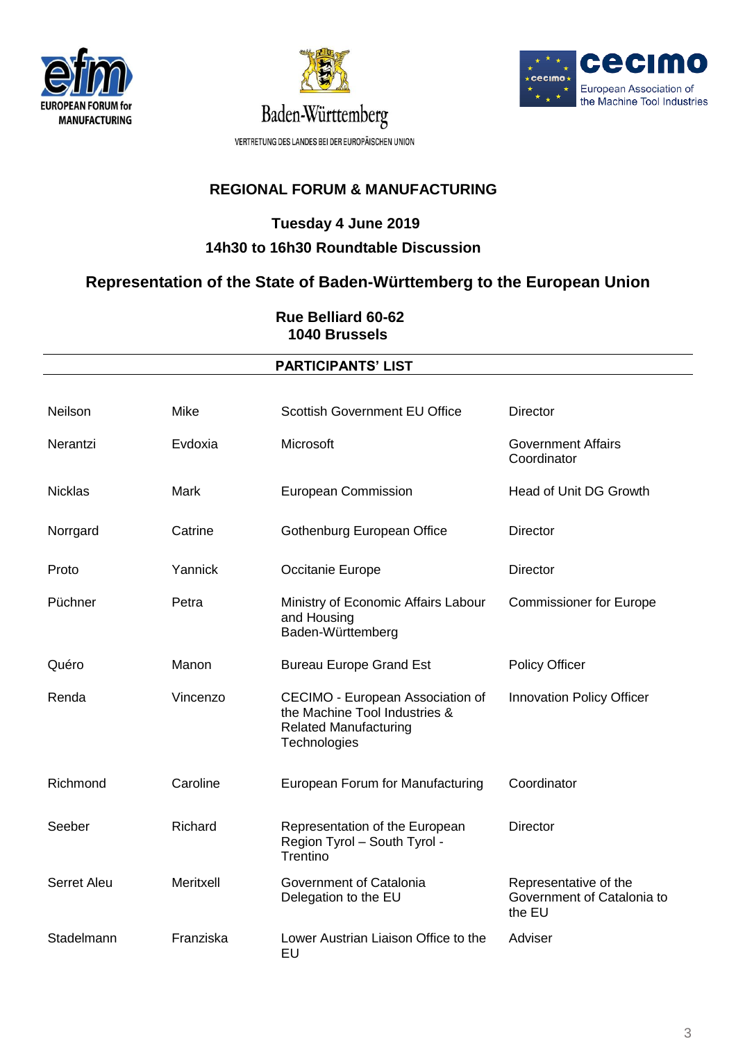EUROPEAN FORUM for MANUFACTURING

Baden-Württemberg

VERTRETUNG DES LANDES BEI DER EUROPÄISCHEN UNION

cecimo European Association of the Machine Tool Industries

## REGIONAL FORUM & MANUFACTURING

### Tuesday 4 June 2019

### 14h30 to 16h30 Roundtable Discussion

## Representation of the State of Baden-Württemberg to the European Union

**Rue Belliard 60-62**
**1040 Brussels**

---

**PARTICIPANTS' LIST**

---

| | | | |
|---|---|---|---|
| Neilson | Mike | Scottish Government EU Office | Director |
| Nerantzi | Evdoxia | Microsoft | Government Affairs Coordinator |
| Nicklas | Mark | European Commission | Head of Unit DG Growth |
| Norrgard | Catrine | Gothenburg European Office | Director |
| Proto | Yannick | Occitanie Europe | Director |
| Püchner | Petra | Ministry of Economic Affairs Labour and Housing Baden-Württemberg | Commissioner for Europe |
| Quéro | Manon | Bureau Europe Grand Est | Policy Officer |
| Renda | Vincenzo | CECIMO - European Association of the Machine Tool Industries & Related Manufacturing Technologies | Innovation Policy Officer |
| Richmond | Caroline | European Forum for Manufacturing | Coordinator |
| Seeber | Richard | Representation of the European Region Tyrol – South Tyrol - Trentino | Director |
| Serret Aleu | Meritxell | Government of Catalonia Delegation to the EU | Representative of the Government of Catalonia to the EU |
| Stadelmann | Franziska | Lower Austrian Liaison Office to the EU | Adviser |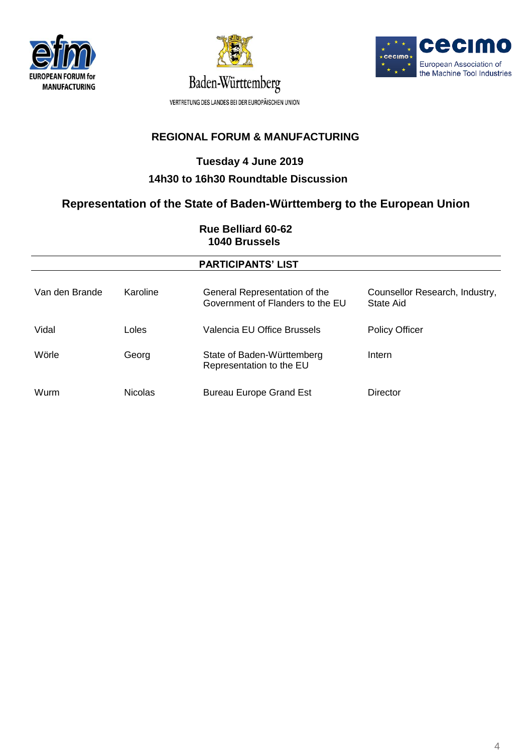EUROPEAN FORUM for MANUFACTURING

Baden-Württemberg

VERTRETUNG DES LANDES BEI DER EUROPÄISCHEN UNION

cecimo
European Association of the Machine Tool Industries

## REGIONAL FORUM & MANUFACTURING

**Tuesday 4 June 2019**

**14h30 to 16h30 Roundtable Discussion**

## Representation of the State of Baden-Württemberg to the European Union

**Rue Belliard 60-62**
**1040 Brussels**

### PARTICIPANTS' LIST

| | | | |
|---|---|---|---|
| Van den Brande | Karoline | General Representation of the Government of Flanders to the EU | Counsellor Research, Industry, State Aid |
| Vidal | Loles | Valencia EU Office Brussels | Policy Officer |
| Wörle | Georg | State of Baden-Württemberg Representation to the EU | Intern |
| Wurm | Nicolas | Bureau Europe Grand Est | Director |